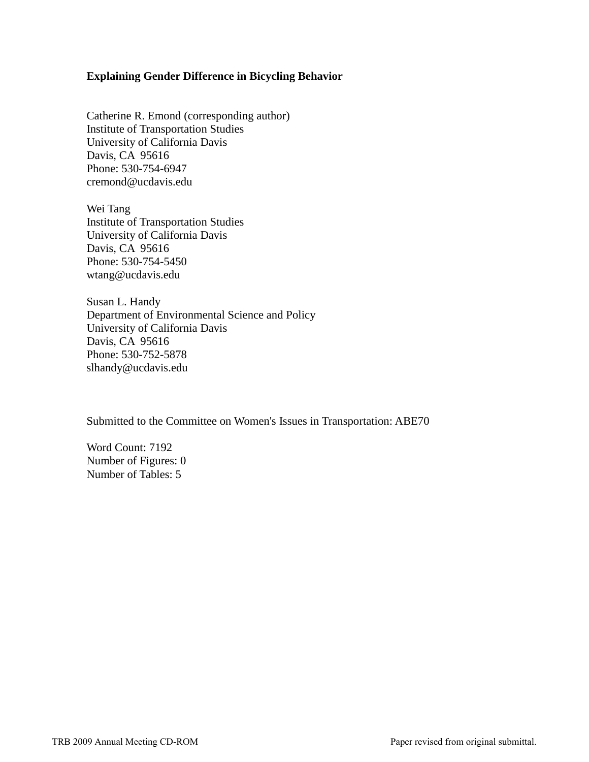**Explaining Gender Difference in Bicycling Behavior**

Catherine R. Emond (corresponding author)
Institute of Transportation Studies
University of California Davis
Davis, CA 95616
Phone: 530-754-6947
cremond@ucdavis.edu

Wei Tang
Institute of Transportation Studies
University of California Davis
Davis, CA 95616
Phone: 530-754-5450
wtang@ucdavis.edu

Susan L. Handy
Department of Environmental Science and Policy
University of California Davis
Davis, CA 95616
Phone: 530-752-5878
slhandy@ucdavis.edu

Submitted to the Committee on Women's Issues in Transportation: ABE70

Word Count: 7192
Number of Figures: 0
Number of Tables: 5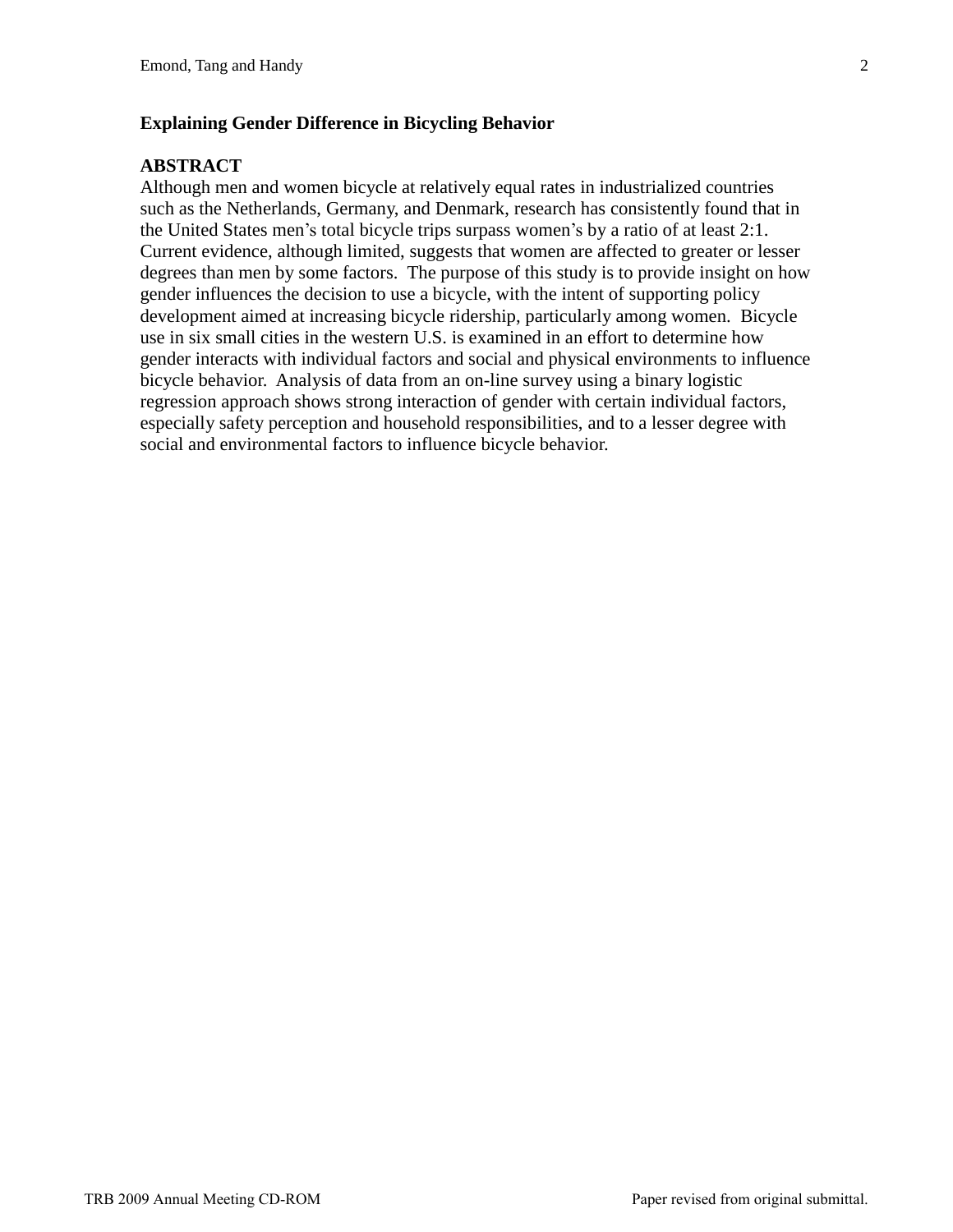## Explaining Gender Difference in Bicycling Behavior

### ABSTRACT

Although men and women bicycle at relatively equal rates in industrialized countries such as the Netherlands, Germany, and Denmark, research has consistently found that in the United States men's total bicycle trips surpass women's by a ratio of at least 2:1. Current evidence, although limited, suggests that women are affected to greater or lesser degrees than men by some factors. The purpose of this study is to provide insight on how gender influences the decision to use a bicycle, with the intent of supporting policy development aimed at increasing bicycle ridership, particularly among women. Bicycle use in six small cities in the western U.S. is examined in an effort to determine how gender interacts with individual factors and social and physical environments to influence bicycle behavior. Analysis of data from an on-line survey using a binary logistic regression approach shows strong interaction of gender with certain individual factors, especially safety perception and household responsibilities, and to a lesser degree with social and environmental factors to influence bicycle behavior.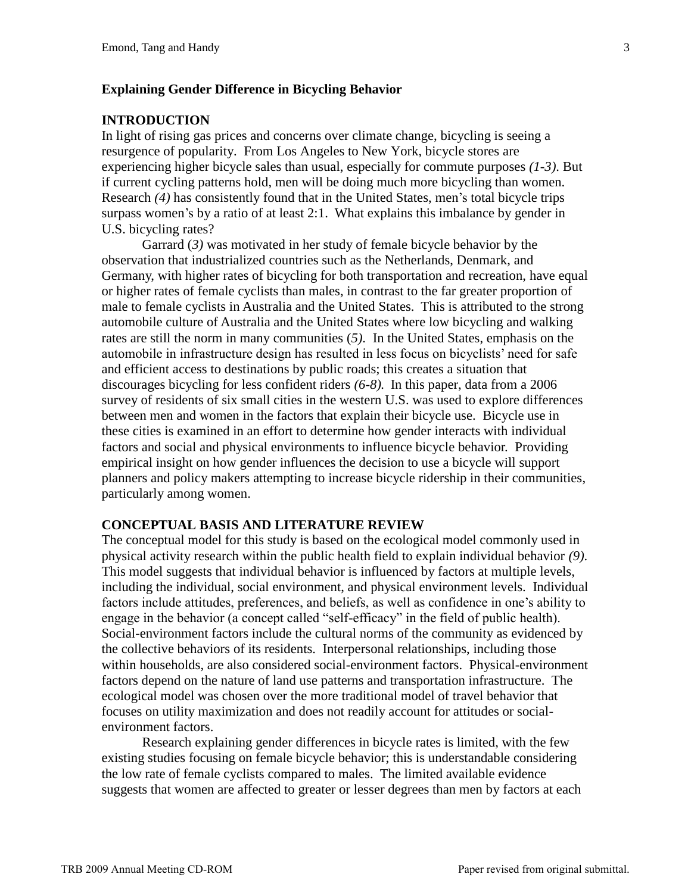**Explaining Gender Difference in Bicycling Behavior**

## INTRODUCTION

In light of rising gas prices and concerns over climate change, bicycling is seeing a resurgence of popularity. From Los Angeles to New York, bicycle stores are experiencing higher bicycle sales than usual, especially for commute purposes *(1-3)*. But if current cycling patterns hold, men will be doing much more bicycling than women. Research *(4)* has consistently found that in the United States, men's total bicycle trips surpass women's by a ratio of at least 2:1. What explains this imbalance by gender in U.S. bicycling rates?

Garrard (*3)* was motivated in her study of female bicycle behavior by the observation that industrialized countries such as the Netherlands, Denmark, and Germany, with higher rates of bicycling for both transportation and recreation, have equal or higher rates of female cyclists than males, in contrast to the far greater proportion of male to female cyclists in Australia and the United States. This is attributed to the strong automobile culture of Australia and the United States where low bicycling and walking rates are still the norm in many communities (*5)*. In the United States, emphasis on the automobile in infrastructure design has resulted in less focus on bicyclists' need for safe and efficient access to destinations by public roads; this creates a situation that discourages bicycling for less confident riders *(6-8).* In this paper, data from a 2006 survey of residents of six small cities in the western U.S. was used to explore differences between men and women in the factors that explain their bicycle use. Bicycle use in these cities is examined in an effort to determine how gender interacts with individual factors and social and physical environments to influence bicycle behavior. Providing empirical insight on how gender influences the decision to use a bicycle will support planners and policy makers attempting to increase bicycle ridership in their communities, particularly among women.

## CONCEPTUAL BASIS AND LITERATURE REVIEW

The conceptual model for this study is based on the ecological model commonly used in physical activity research within the public health field to explain individual behavior *(9)*. This model suggests that individual behavior is influenced by factors at multiple levels, including the individual, social environment, and physical environment levels. Individual factors include attitudes, preferences, and beliefs, as well as confidence in one's ability to engage in the behavior (a concept called "self-efficacy" in the field of public health). Social-environment factors include the cultural norms of the community as evidenced by the collective behaviors of its residents. Interpersonal relationships, including those within households, are also considered social-environment factors. Physical-environment factors depend on the nature of land use patterns and transportation infrastructure. The ecological model was chosen over the more traditional model of travel behavior that focuses on utility maximization and does not readily account for attitudes or social-environment factors.

Research explaining gender differences in bicycle rates is limited, with the few existing studies focusing on female bicycle behavior; this is understandable considering the low rate of female cyclists compared to males. The limited available evidence suggests that women are affected to greater or lesser degrees than men by factors at each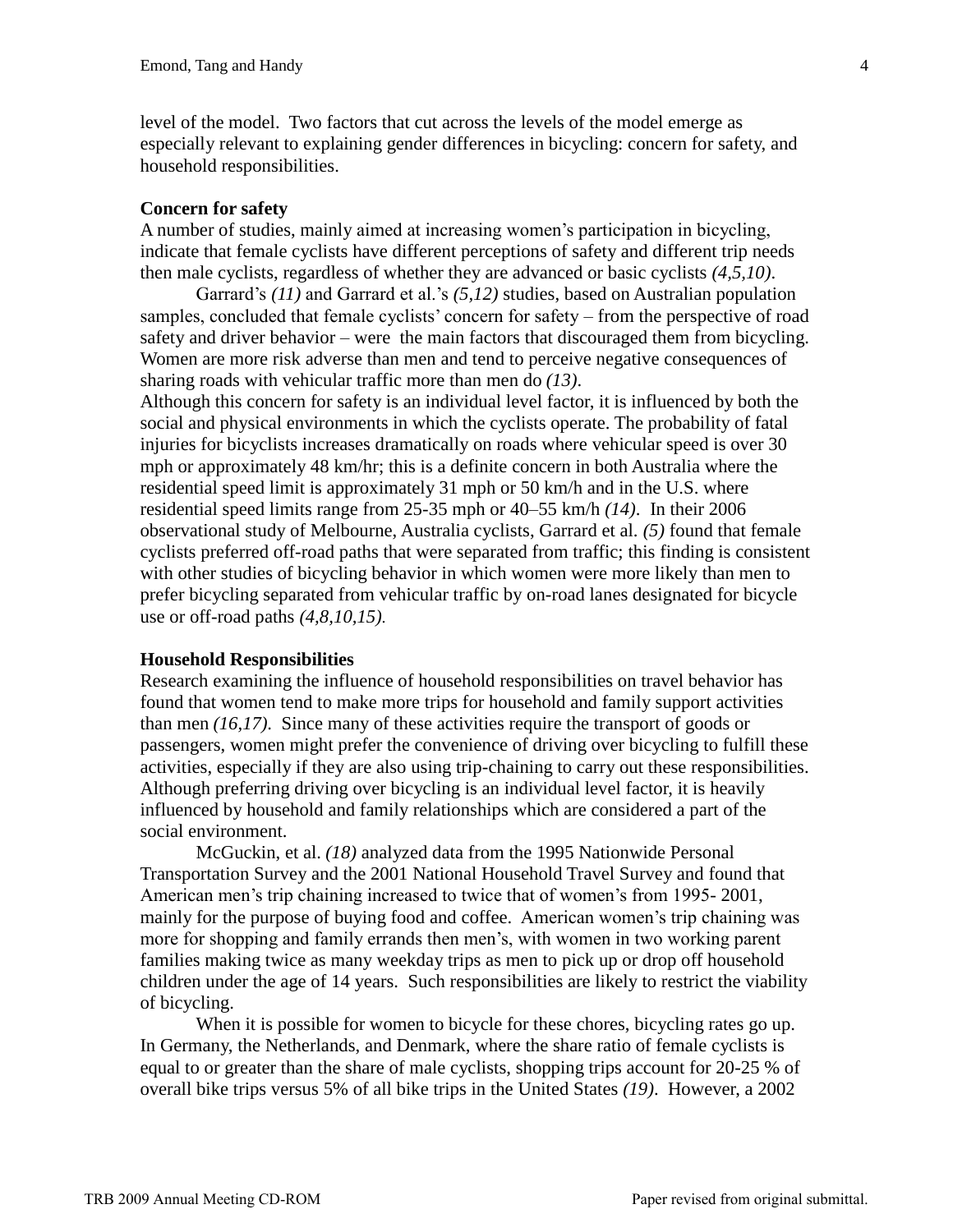level of the model. Two factors that cut across the levels of the model emerge as especially relevant to explaining gender differences in bicycling: concern for safety, and household responsibilities.

**Concern for safety**

A number of studies, mainly aimed at increasing women's participation in bicycling, indicate that female cyclists have different perceptions of safety and different trip needs then male cyclists, regardless of whether they are advanced or basic cyclists *(4,5,10)*.

Garrard's *(11)* and Garrard et al.'s *(5,12)* studies, based on Australian population samples, concluded that female cyclists' concern for safety – from the perspective of road safety and driver behavior – were the main factors that discouraged them from bicycling. Women are more risk adverse than men and tend to perceive negative consequences of sharing roads with vehicular traffic more than men do *(13)*.

Although this concern for safety is an individual level factor, it is influenced by both the social and physical environments in which the cyclists operate. The probability of fatal injuries for bicyclists increases dramatically on roads where vehicular speed is over 30 mph or approximately 48 km/hr; this is a definite concern in both Australia where the residential speed limit is approximately 31 mph or 50 km/h and in the U.S. where residential speed limits range from 25-35 mph or 40–55 km/h *(14)*. In their 2006 observational study of Melbourne, Australia cyclists, Garrard et al. *(5)* found that female cyclists preferred off-road paths that were separated from traffic; this finding is consistent with other studies of bicycling behavior in which women were more likely than men to prefer bicycling separated from vehicular traffic by on-road lanes designated for bicycle use or off-road paths *(4,8,10,15)*.

**Household Responsibilities**

Research examining the influence of household responsibilities on travel behavior has found that women tend to make more trips for household and family support activities than men *(16,17)*. Since many of these activities require the transport of goods or passengers, women might prefer the convenience of driving over bicycling to fulfill these activities, especially if they are also using trip-chaining to carry out these responsibilities. Although preferring driving over bicycling is an individual level factor, it is heavily influenced by household and family relationships which are considered a part of the social environment.

McGuckin, et al. *(18)* analyzed data from the 1995 Nationwide Personal Transportation Survey and the 2001 National Household Travel Survey and found that American men's trip chaining increased to twice that of women's from 1995- 2001, mainly for the purpose of buying food and coffee. American women's trip chaining was more for shopping and family errands then men's, with women in two working parent families making twice as many weekday trips as men to pick up or drop off household children under the age of 14 years. Such responsibilities are likely to restrict the viability of bicycling.

When it is possible for women to bicycle for these chores, bicycling rates go up. In Germany, the Netherlands, and Denmark, where the share ratio of female cyclists is equal to or greater than the share of male cyclists, shopping trips account for 20-25 % of overall bike trips versus 5% of all bike trips in the United States *(19)*. However, a 2002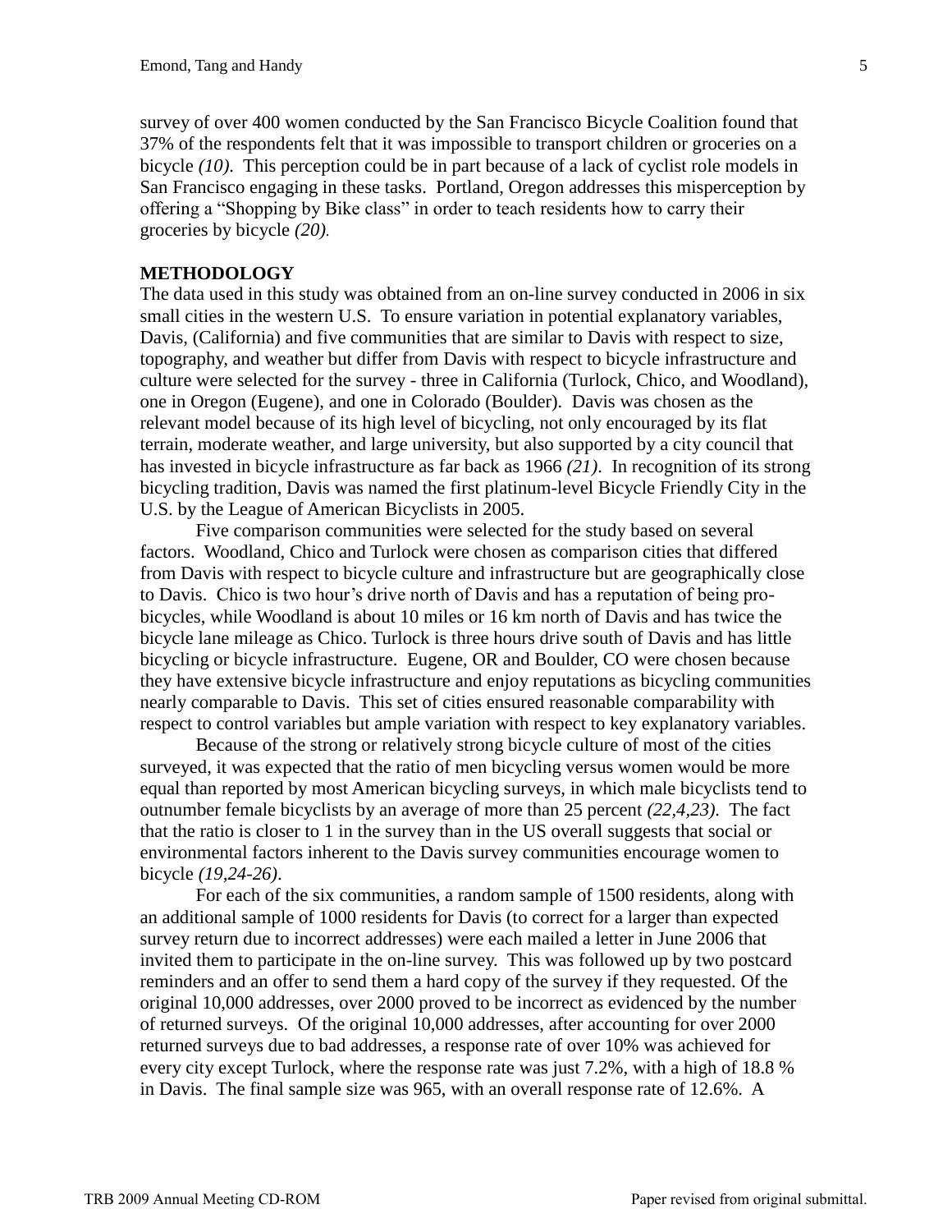survey of over 400 women conducted by the San Francisco Bicycle Coalition found that 37% of the respondents felt that it was impossible to transport children or groceries on a bicycle *(10)*. This perception could be in part because of a lack of cyclist role models in San Francisco engaging in these tasks. Portland, Oregon addresses this misperception by offering a "Shopping by Bike class" in order to teach residents how to carry their groceries by bicycle *(20)*.

**METHODOLOGY**

The data used in this study was obtained from an on-line survey conducted in 2006 in six small cities in the western U.S. To ensure variation in potential explanatory variables, Davis, (California) and five communities that are similar to Davis with respect to size, topography, and weather but differ from Davis with respect to bicycle infrastructure and culture were selected for the survey - three in California (Turlock, Chico, and Woodland), one in Oregon (Eugene), and one in Colorado (Boulder). Davis was chosen as the relevant model because of its high level of bicycling, not only encouraged by its flat terrain, moderate weather, and large university, but also supported by a city council that has invested in bicycle infrastructure as far back as 1966 *(21)*. In recognition of its strong bicycling tradition, Davis was named the first platinum-level Bicycle Friendly City in the U.S. by the League of American Bicyclists in 2005.

Five comparison communities were selected for the study based on several factors. Woodland, Chico and Turlock were chosen as comparison cities that differed from Davis with respect to bicycle culture and infrastructure but are geographically close to Davis. Chico is two hour's drive north of Davis and has a reputation of being pro-bicycles, while Woodland is about 10 miles or 16 km north of Davis and has twice the bicycle lane mileage as Chico. Turlock is three hours drive south of Davis and has little bicycling or bicycle infrastructure. Eugene, OR and Boulder, CO were chosen because they have extensive bicycle infrastructure and enjoy reputations as bicycling communities nearly comparable to Davis. This set of cities ensured reasonable comparability with respect to control variables but ample variation with respect to key explanatory variables.

Because of the strong or relatively strong bicycle culture of most of the cities surveyed, it was expected that the ratio of men bicycling versus women would be more equal than reported by most American bicycling surveys, in which male bicyclists tend to outnumber female bicyclists by an average of more than 25 percent *(22,4,23)*. The fact that the ratio is closer to 1 in the survey than in the US overall suggests that social or environmental factors inherent to the Davis survey communities encourage women to bicycle *(19,24-26)*.

For each of the six communities, a random sample of 1500 residents, along with an additional sample of 1000 residents for Davis (to correct for a larger than expected survey return due to incorrect addresses) were each mailed a letter in June 2006 that invited them to participate in the on-line survey. This was followed up by two postcard reminders and an offer to send them a hard copy of the survey if they requested. Of the original 10,000 addresses, over 2000 proved to be incorrect as evidenced by the number of returned surveys. Of the original 10,000 addresses, after accounting for over 2000 returned surveys due to bad addresses, a response rate of over 10% was achieved for every city except Turlock, where the response rate was just 7.2%, with a high of 18.8 % in Davis. The final sample size was 965, with an overall response rate of 12.6%. A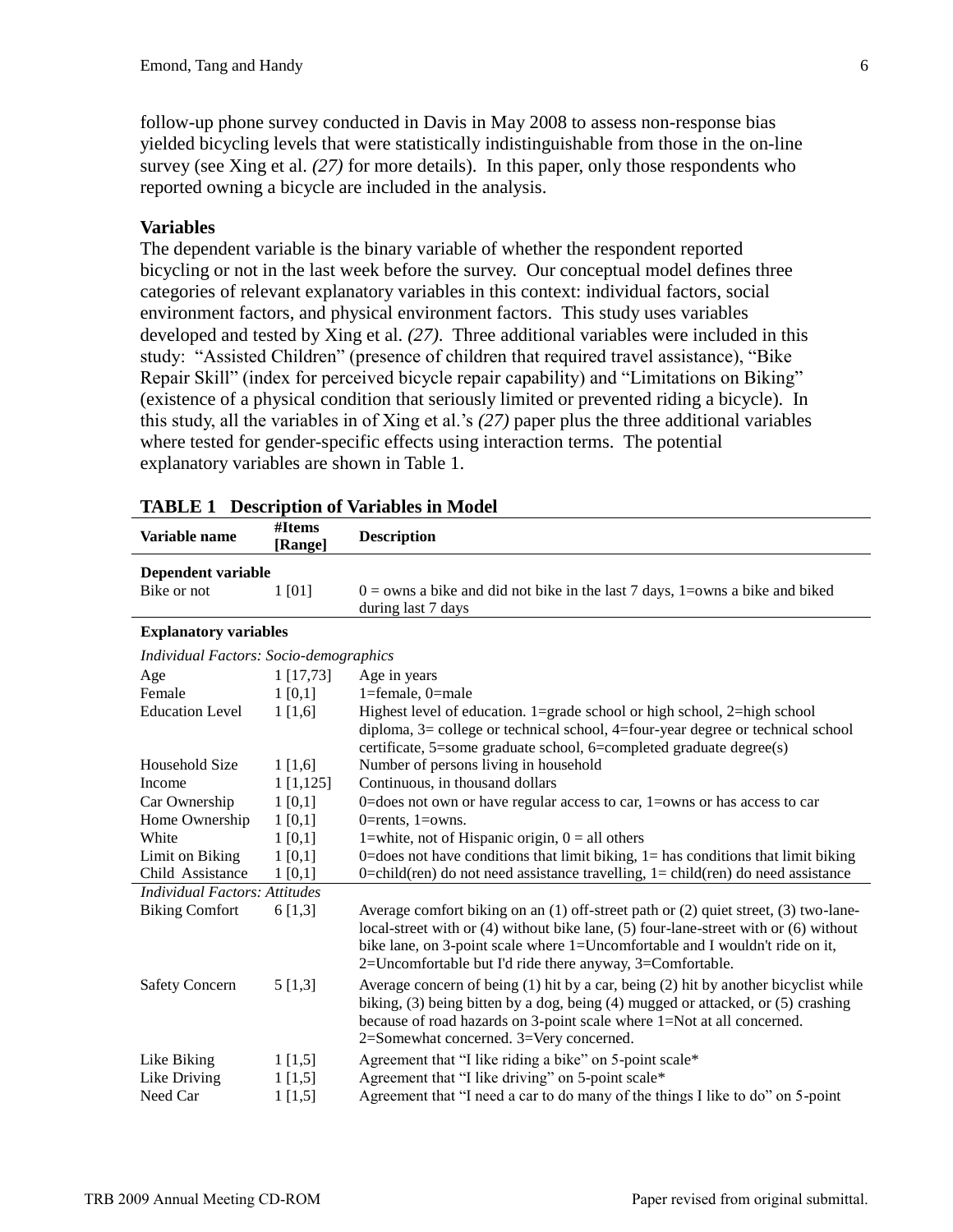follow-up phone survey conducted in Davis in May 2008 to assess non-response bias yielded bicycling levels that were statistically indistinguishable from those in the on-line survey (see Xing et al. *(27)* for more details). In this paper, only those respondents who reported owning a bicycle are included in the analysis.

**Variables**

The dependent variable is the binary variable of whether the respondent reported bicycling or not in the last week before the survey. Our conceptual model defines three categories of relevant explanatory variables in this context: individual factors, social environment factors, and physical environment factors. This study uses variables developed and tested by Xing et al. *(27)*. Three additional variables were included in this study: "Assisted Children" (presence of children that required travel assistance), "Bike Repair Skill" (index for perceived bicycle repair capability) and "Limitations on Biking" (existence of a physical condition that seriously limited or prevented riding a bicycle). In this study, all the variables in of Xing et al.'s *(27)* paper plus the three additional variables where tested for gender-specific effects using interaction terms. The potential explanatory variables are shown in Table 1.

**TABLE 1 Description of Variables in Model**

| Variable name | #Items [Range] | Description |
|---|---|---|
| **Dependent variable** | | |
| Bike or not | 1 [01] | 0 = owns a bike and did not bike in the last 7 days, 1=owns a bike and biked during last 7 days |
| **Explanatory variables** | | |
| *Individual Factors: Socio-demographics* | | |
| Age | 1 [17,73] | Age in years |
| Female | 1 [0,1] | 1=female, 0=male |
| Education Level | 1 [1,6] | Highest level of education. 1=grade school or high school, 2=high school diploma, 3= college or technical school, 4=four-year degree or technical school certificate, 5=some graduate school, 6=completed graduate degree(s) |
| Household Size | 1 [1,6] | Number of persons living in household |
| Income | 1 [1,125] | Continuous, in thousand dollars |
| Car Ownership | 1 [0,1] | 0=does not own or have regular access to car, 1=owns or has access to car |
| Home Ownership | 1 [0,1] | 0=rents, 1=owns. |
| White | 1 [0,1] | 1=white, not of Hispanic origin, 0 = all others |
| Limit on Biking | 1 [0,1] | 0=does not have conditions that limit biking, 1= has conditions that limit biking |
| Child Assistance | 1 [0,1] | 0=child(ren) do not need assistance travelling, 1= child(ren) do need assistance |
| *Individual Factors: Attitudes* | | |
| Biking Comfort | 6 [1,3] | Average comfort biking on an (1) off-street path or (2) quiet street, (3) two-lane-local-street with or (4) without bike lane, (5) four-lane-street with or (6) without bike lane, on 3-point scale where 1=Uncomfortable and I wouldn't ride on it, 2=Uncomfortable but I'd ride there anyway, 3=Comfortable. |
| Safety Concern | 5 [1,3] | Average concern of being (1) hit by a car, being (2) hit by another bicyclist while biking, (3) being bitten by a dog, being (4) mugged or attacked, or (5) crashing because of road hazards on 3-point scale where 1=Not at all concerned. 2=Somewhat concerned. 3=Very concerned. |
| Like Biking | 1 [1,5] | Agreement that "I like riding a bike" on 5-point scale* |
| Like Driving | 1 [1,5] | Agreement that "I like driving" on 5-point scale* |
| Need Car | 1 [1,5] | Agreement that "I need a car to do many of the things I like to do" on 5-point |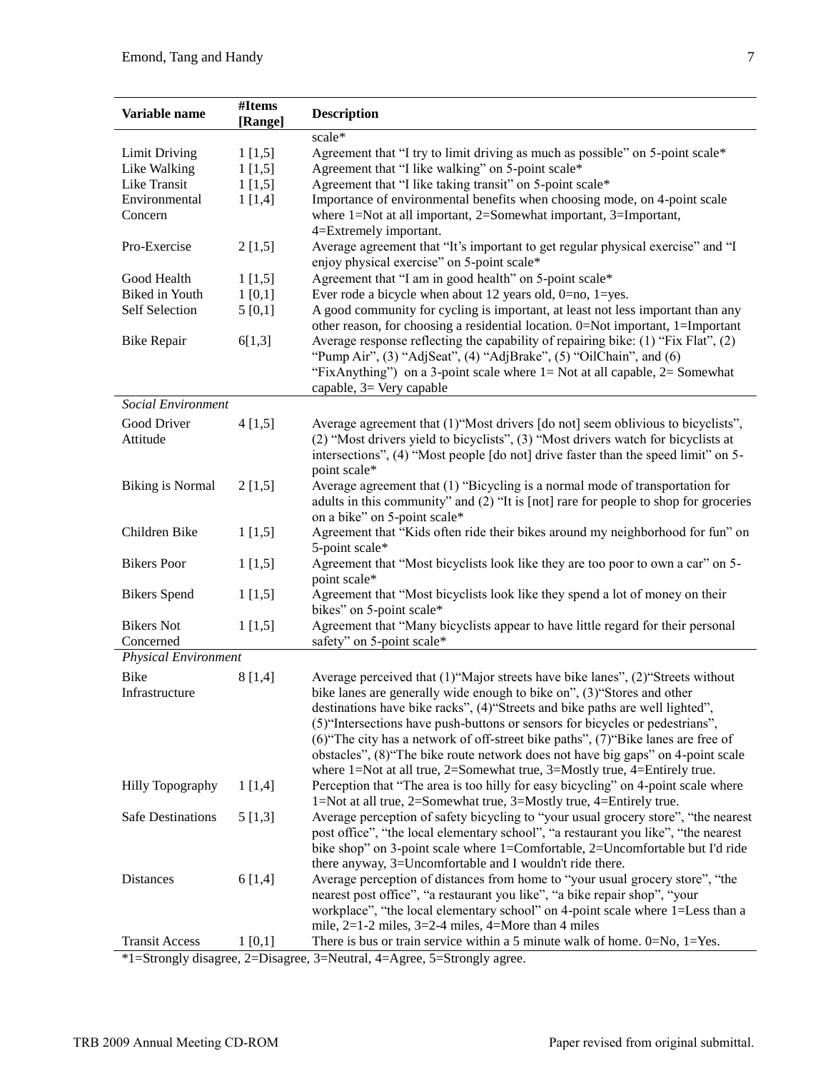| Variable name | #Items [Range] | Description |
|---|---|---|
| | | scale* |
| Limit Driving | 1 [1,5] | Agreement that "I try to limit driving as much as possible" on 5-point scale* |
| Like Walking | 1 [1,5] | Agreement that "I like walking" on 5-point scale* |
| Like Transit | 1 [1,5] | Agreement that "I like taking transit" on 5-point scale* |
| Environmental Concern | 1 [1,4] | Importance of environmental benefits when choosing mode, on 4-point scale where 1=Not at all important, 2=Somewhat important, 3=Important, 4=Extremely important. |
| Pro-Exercise | 2 [1,5] | Average agreement that "It's important to get regular physical exercise" and "I enjoy physical exercise" on 5-point scale* |
| Good Health | 1 [1,5] | Agreement that "I am in good health" on 5-point scale* |
| Biked in Youth | 1 [0,1] | Ever rode a bicycle when about 12 years old, 0=no, 1=yes. |
| Self Selection | 5 [0,1] | A good community for cycling is important, at least not less important than any other reason, for choosing a residential location. 0=Not important, 1=Important |
| Bike Repair | 6[1,3] | Average response reflecting the capability of repairing bike: (1) "Fix Flat", (2) "Pump Air", (3) "AdjSeat", (4) "AdjBrake", (5) "OilChain", and (6) "FixAnything") on a 3-point scale where 1= Not at all capable, 2= Somewhat capable, 3= Very capable |
| *Social Environment* | | |
| Good Driver Attitude | 4 [1,5] | Average agreement that (1)"Most drivers [do not] seem oblivious to bicyclists", (2) "Most drivers yield to bicyclists", (3) "Most drivers watch for bicyclists at intersections", (4) "Most people [do not] drive faster than the speed limit" on 5-point scale* |
| Biking is Normal | 2 [1,5] | Average agreement that (1) "Bicycling is a normal mode of transportation for adults in this community" and (2) "It is [not] rare for people to shop for groceries on a bike" on 5-point scale* |
| Children Bike | 1 [1,5] | Agreement that "Kids often ride their bikes around my neighborhood for fun" on 5-point scale* |
| Bikers Poor | 1 [1,5] | Agreement that "Most bicyclists look like they are too poor to own a car" on 5-point scale* |
| Bikers Spend | 1 [1,5] | Agreement that "Most bicyclists look like they spend a lot of money on their bikes" on 5-point scale* |
| Bikers Not Concerned | 1 [1,5] | Agreement that "Many bicyclists appear to have little regard for their personal safety" on 5-point scale* |
| *Physical Environment* | | |
| Bike Infrastructure | 8 [1,4] | Average perceived that (1)"Major streets have bike lanes", (2)"Streets without bike lanes are generally wide enough to bike on", (3)"Stores and other destinations have bike racks", (4)"Streets and bike paths are well lighted", (5)"Intersections have push-buttons or sensors for bicycles or pedestrians", (6)"The city has a network of off-street bike paths", (7)"Bike lanes are free of obstacles", (8)"The bike route network does not have big gaps" on 4-point scale where 1=Not at all true, 2=Somewhat true, 3=Mostly true, 4=Entirely true. |
| Hilly Topography | 1 [1,4] | Perception that "The area is too hilly for easy bicycling" on 4-point scale where 1=Not at all true, 2=Somewhat true, 3=Mostly true, 4=Entirely true. |
| Safe Destinations | 5 [1,3] | Average perception of safety bicycling to "your usual grocery store", "the nearest post office", "the local elementary school", "a restaurant you like", "the nearest bike shop" on 3-point scale where 1=Comfortable, 2=Uncomfortable but I'd ride there anyway, 3=Uncomfortable and I wouldn't ride there. |
| Distances | 6 [1,4] | Average perception of distances from home to "your usual grocery store", "the nearest post office", "a restaurant you like", "a bike repair shop", "your workplace", "the local elementary school" on 4-point scale where 1=Less than a mile, 2=1-2 miles, 3=2-4 miles, 4=More than 4 miles |
| Transit Access | 1 [0,1] | There is bus or train service within a 5 minute walk of home. 0=No, 1=Yes. |

*1=Strongly disagree, 2=Disagree, 3=Neutral, 4=Agree, 5=Strongly agree.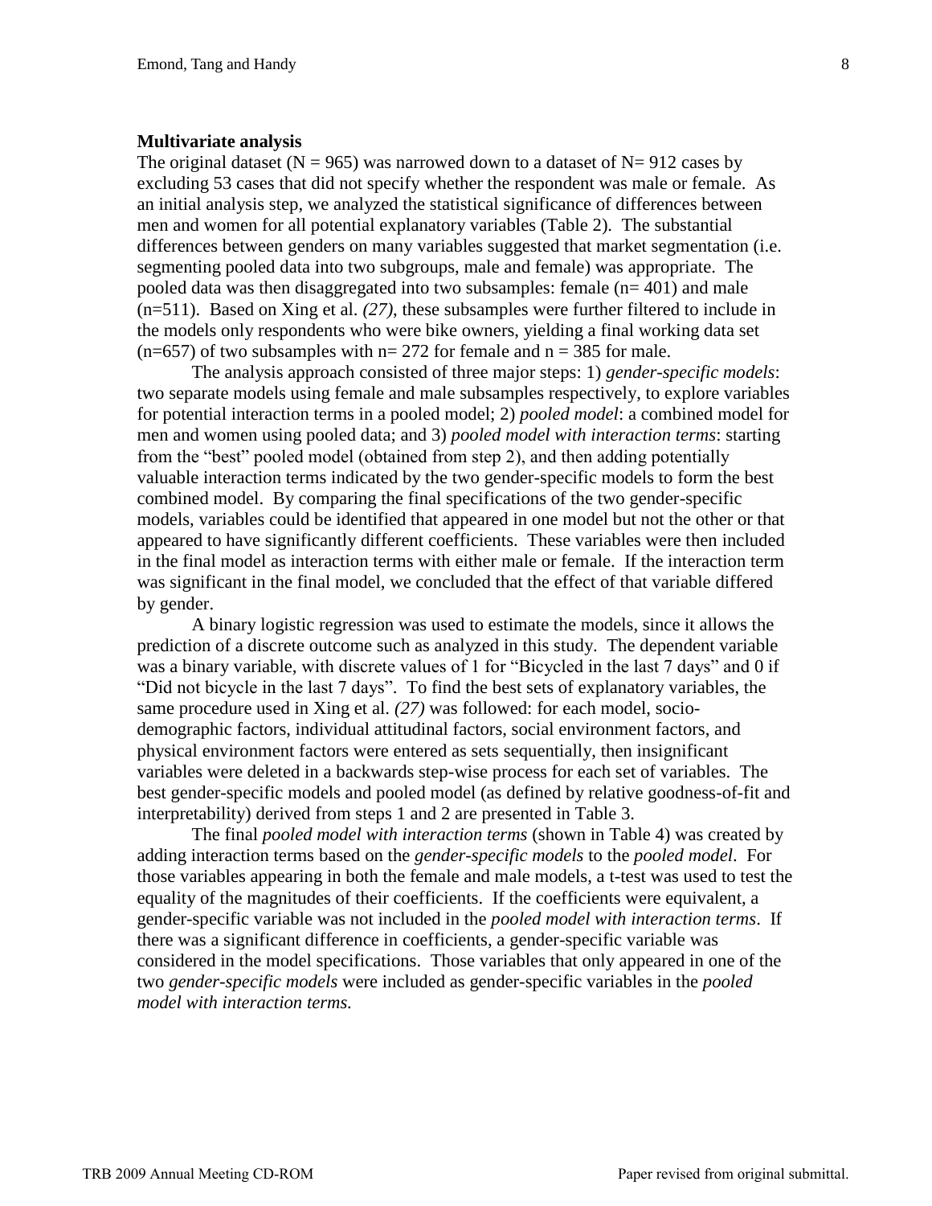**Multivariate analysis**

The original dataset (N = 965) was narrowed down to a dataset of N= 912 cases by excluding 53 cases that did not specify whether the respondent was male or female. As an initial analysis step, we analyzed the statistical significance of differences between men and women for all potential explanatory variables (Table 2). The substantial differences between genders on many variables suggested that market segmentation (i.e. segmenting pooled data into two subgroups, male and female) was appropriate. The pooled data was then disaggregated into two subsamples: female (n= 401) and male (n=511). Based on Xing et al. *(27)*, these subsamples were further filtered to include in the models only respondents who were bike owners, yielding a final working data set (n=657) of two subsamples with n= 272 for female and n = 385 for male.

The analysis approach consisted of three major steps: 1) *gender-specific models*: two separate models using female and male subsamples respectively, to explore variables for potential interaction terms in a pooled model; 2) *pooled model*: a combined model for men and women using pooled data; and 3) *pooled model with interaction terms*: starting from the "best" pooled model (obtained from step 2), and then adding potentially valuable interaction terms indicated by the two gender-specific models to form the best combined model. By comparing the final specifications of the two gender-specific models, variables could be identified that appeared in one model but not the other or that appeared to have significantly different coefficients. These variables were then included in the final model as interaction terms with either male or female. If the interaction term was significant in the final model, we concluded that the effect of that variable differed by gender.

A binary logistic regression was used to estimate the models, since it allows the prediction of a discrete outcome such as analyzed in this study. The dependent variable was a binary variable, with discrete values of 1 for "Bicycled in the last 7 days" and 0 if "Did not bicycle in the last 7 days". To find the best sets of explanatory variables, the same procedure used in Xing et al. *(27)* was followed: for each model, socio-demographic factors, individual attitudinal factors, social environment factors, and physical environment factors were entered as sets sequentially, then insignificant variables were deleted in a backwards step-wise process for each set of variables. The best gender-specific models and pooled model (as defined by relative goodness-of-fit and interpretability) derived from steps 1 and 2 are presented in Table 3.

The final *pooled model with interaction terms* (shown in Table 4) was created by adding interaction terms based on the *gender-specific models* to the *pooled model*. For those variables appearing in both the female and male models, a t-test was used to test the equality of the magnitudes of their coefficients. If the coefficients were equivalent, a gender-specific variable was not included in the *pooled model with interaction terms*. If there was a significant difference in coefficients, a gender-specific variable was considered in the model specifications. Those variables that only appeared in one of the two *gender-specific models* were included as gender-specific variables in the *pooled model with interaction terms.*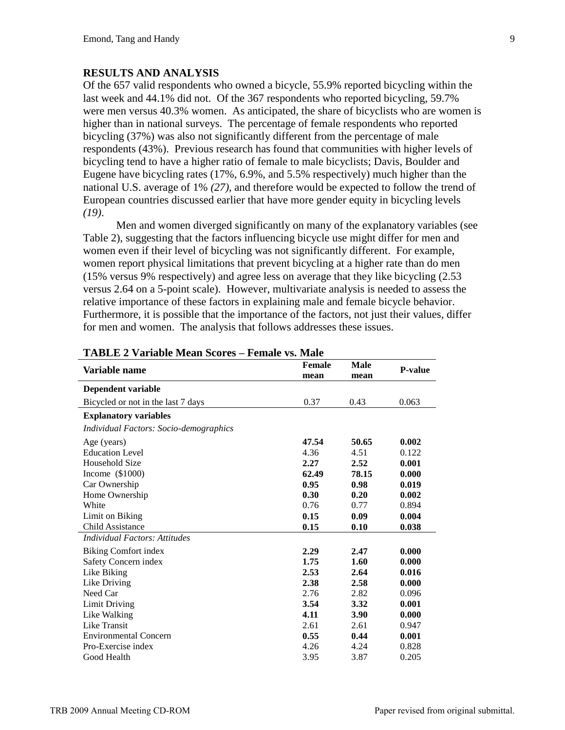## RESULTS AND ANALYSIS

Of the 657 valid respondents who owned a bicycle, 55.9% reported bicycling within the last week and 44.1% did not. Of the 367 respondents who reported bicycling, 59.7% were men versus 40.3% women. As anticipated, the share of bicyclists who are women is higher than in national surveys. The percentage of female respondents who reported bicycling (37%) was also not significantly different from the percentage of male respondents (43%). Previous research has found that communities with higher levels of bicycling tend to have a higher ratio of female to male bicyclists; Davis, Boulder and Eugene have bicycling rates (17%, 6.9%, and 5.5% respectively) much higher than the national U.S. average of 1% *(27)*, and therefore would be expected to follow the trend of European countries discussed earlier that have more gender equity in bicycling levels *(19)*.

Men and women diverged significantly on many of the explanatory variables (see Table 2), suggesting that the factors influencing bicycle use might differ for men and women even if their level of bicycling was not significantly different. For example, women report physical limitations that prevent bicycling at a higher rate than do men (15% versus 9% respectively) and agree less on average that they like bicycling (2.53 versus 2.64 on a 5-point scale). However, multivariate analysis is needed to assess the relative importance of these factors in explaining male and female bicycle behavior. Furthermore, it is possible that the importance of the factors, not just their values, differ for men and women. The analysis that follows addresses these issues.

**TABLE 2 Variable Mean Scores – Female vs. Male**

| Variable name | Female mean | Male mean | P-value |
|---|---|---|---|
| **Dependent variable** | | | |
| Bicycled or not in the last 7 days | 0.37 | 0.43 | 0.063 |
| **Explanatory variables** | | | |
| *Individual Factors: Socio-demographics* | | | |
| Age (years) | **47.54** | **50.65** | **0.002** |
| Education Level | 4.36 | 4.51 | 0.122 |
| Household Size | **2.27** | **2.52** | **0.001** |
| Income ($1000) | **62.49** | **78.15** | **0.000** |
| Car Ownership | **0.95** | **0.98** | **0.019** |
| Home Ownership | **0.30** | **0.20** | **0.002** |
| White | 0.76 | 0.77 | 0.894 |
| Limit on Biking | **0.15** | **0.09** | **0.004** |
| Child Assistance | **0.15** | **0.10** | **0.038** |
| *Individual Factors: Attitudes* | | | |
| Biking Comfort index | **2.29** | **2.47** | **0.000** |
| Safety Concern index | **1.75** | **1.60** | **0.000** |
| Like Biking | **2.53** | **2.64** | **0.016** |
| Like Driving | **2.38** | **2.58** | **0.000** |
| Need Car | 2.76 | 2.82 | 0.096 |
| Limit Driving | **3.54** | **3.32** | **0.001** |
| Like Walking | **4.11** | **3.90** | **0.000** |
| Like Transit | 2.61 | 2.61 | 0.947 |
| Environmental Concern | **0.55** | **0.44** | **0.001** |
| Pro-Exercise index | 4.26 | 4.24 | 0.828 |
| Good Health | 3.95 | 3.87 | 0.205 |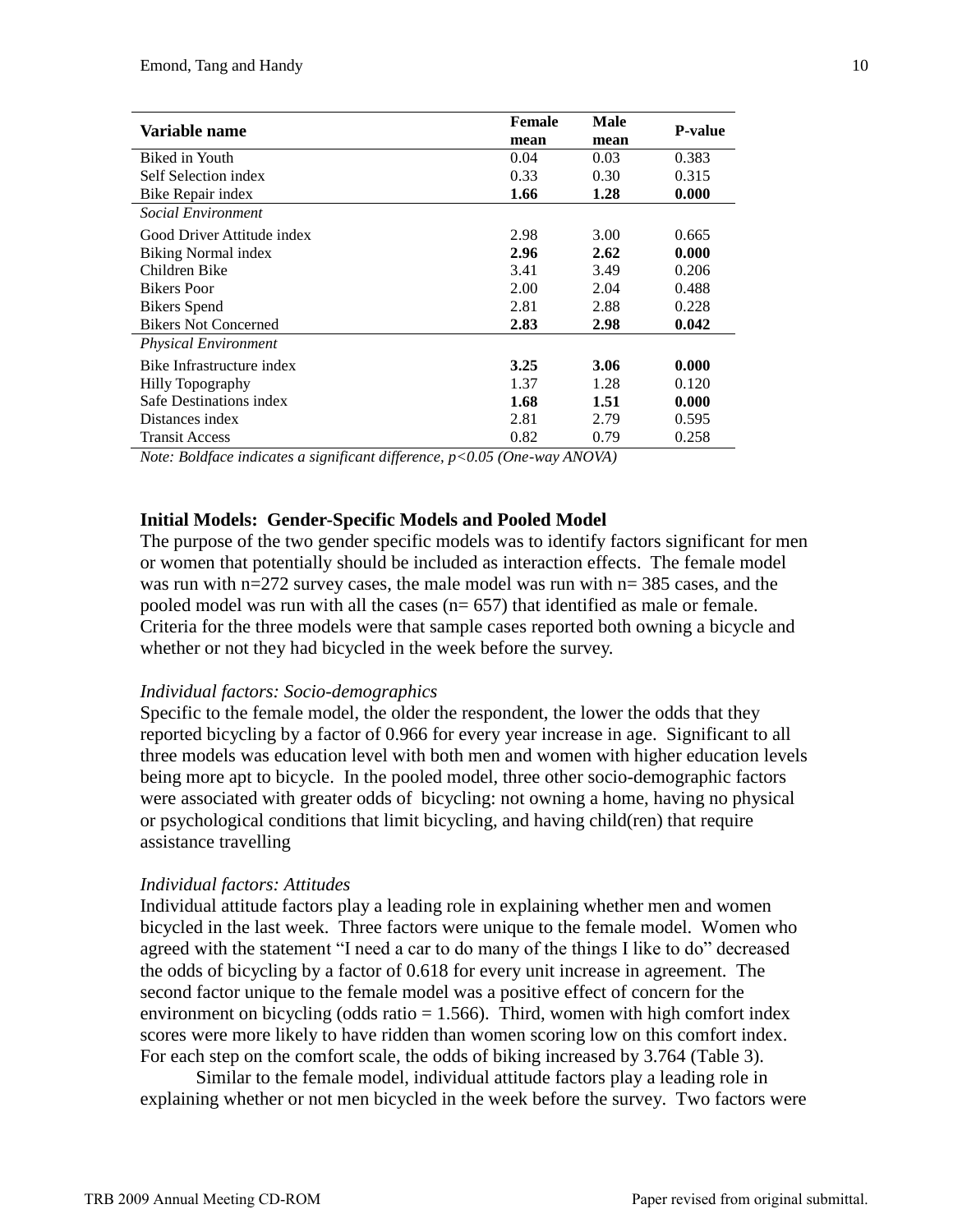| Variable name | Female mean | Male mean | P-value |
|---|---|---|---|
| Biked in Youth | 0.04 | 0.03 | 0.383 |
| Self Selection index | 0.33 | 0.30 | 0.315 |
| Bike Repair index | **1.66** | **1.28** | **0.000** |
| *Social Environment* | | | |
| Good Driver Attitude index | 2.98 | 3.00 | 0.665 |
| Biking Normal index | **2.96** | **2.62** | **0.000** |
| Children Bike | 3.41 | 3.49 | 0.206 |
| Bikers Poor | 2.00 | 2.04 | 0.488 |
| Bikers Spend | 2.81 | 2.88 | 0.228 |
| Bikers Not Concerned | **2.83** | **2.98** | **0.042** |
| *Physical Environment* | | | |
| Bike Infrastructure index | **3.25** | **3.06** | **0.000** |
| Hilly Topography | 1.37 | 1.28 | 0.120 |
| Safe Destinations index | **1.68** | **1.51** | **0.000** |
| Distances index | 2.81 | 2.79 | 0.595 |
| Transit Access | 0.82 | 0.79 | 0.258 |

*Note: Boldface indicates a significant difference, $p<0.05$ (One-way ANOVA)*

**Initial Models: Gender-Specific Models and Pooled Model**

The purpose of the two gender specific models was to identify factors significant for men or women that potentially should be included as interaction effects. The female model was run with n=272 survey cases, the male model was run with n= 385 cases, and the pooled model was run with all the cases (n= 657) that identified as male or female. Criteria for the three models were that sample cases reported both owning a bicycle and whether or not they had bicycled in the week before the survey.

*Individual factors: Socio-demographics*

Specific to the female model, the older the respondent, the lower the odds that they reported bicycling by a factor of 0.966 for every year increase in age. Significant to all three models was education level with both men and women with higher education levels being more apt to bicycle. In the pooled model, three other socio-demographic factors were associated with greater odds of bicycling: not owning a home, having no physical or psychological conditions that limit bicycling, and having child(ren) that require assistance travelling

*Individual factors: Attitudes*

Individual attitude factors play a leading role in explaining whether men and women bicycled in the last week. Three factors were unique to the female model. Women who agreed with the statement "I need a car to do many of the things I like to do" decreased the odds of bicycling by a factor of 0.618 for every unit increase in agreement. The second factor unique to the female model was a positive effect of concern for the environment on bicycling (odds ratio = 1.566). Third, women with high comfort index scores were more likely to have ridden than women scoring low on this comfort index. For each step on the comfort scale, the odds of biking increased by 3.764 (Table 3).

Similar to the female model, individual attitude factors play a leading role in explaining whether or not men bicycled in the week before the survey. Two factors were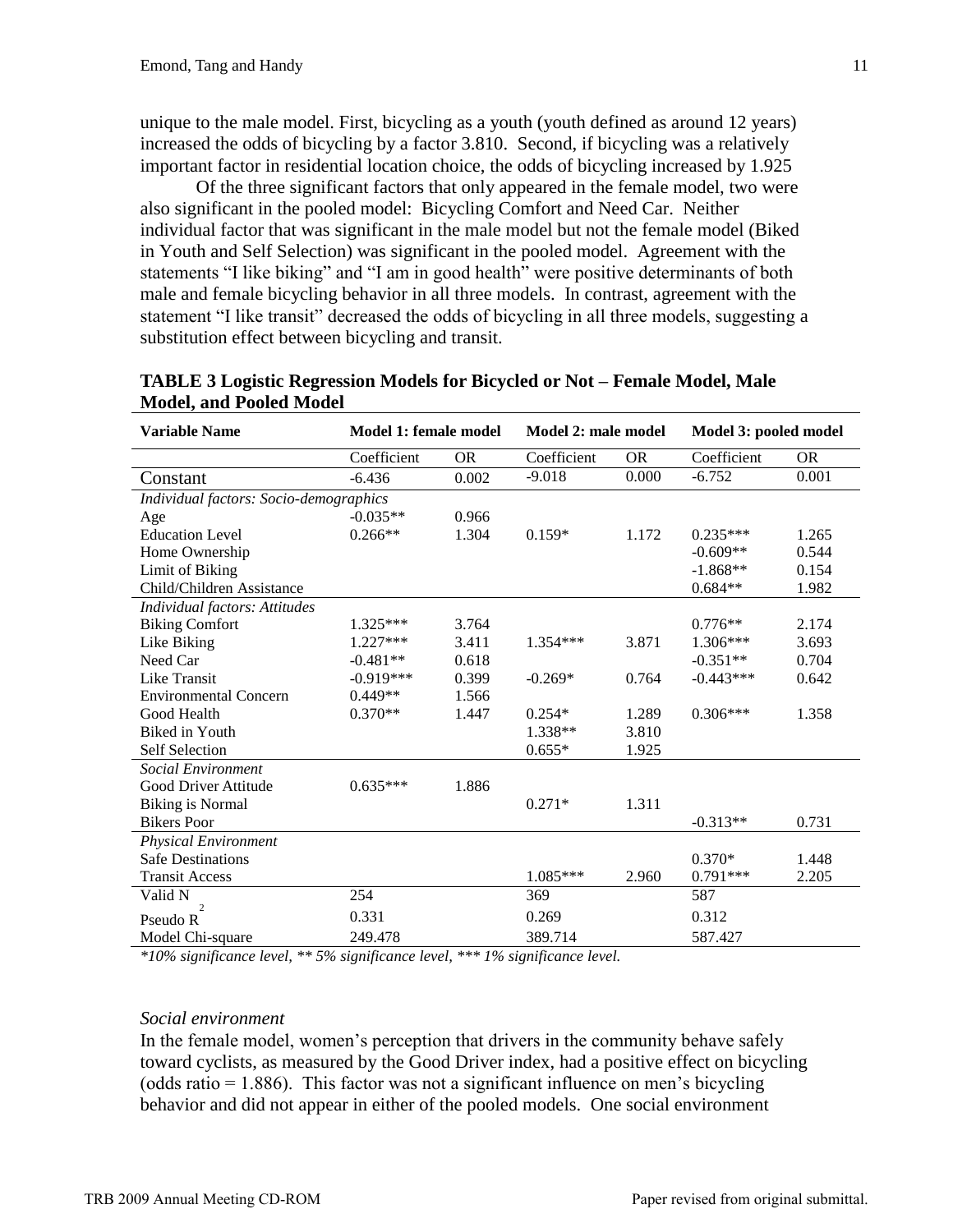unique to the male model. First, bicycling as a youth (youth defined as around 12 years) increased the odds of bicycling by a factor 3.810. Second, if bicycling was a relatively important factor in residential location choice, the odds of bicycling increased by 1.925

Of the three significant factors that only appeared in the female model, two were also significant in the pooled model: Bicycling Comfort and Need Car. Neither individual factor that was significant in the male model but not the female model (Biked in Youth and Self Selection) was significant in the pooled model. Agreement with the statements "I like biking" and "I am in good health" were positive determinants of both male and female bicycling behavior in all three models. In contrast, agreement with the statement "I like transit" decreased the odds of bicycling in all three models, suggesting a substitution effect between bicycling and transit.

**TABLE 3 Logistic Regression Models for Bicycled or Not – Female Model, Male Model, and Pooled Model**

| Variable Name | Model 1: female model | | Model 2: male model | | Model 3: pooled model | |
|---|---|---|---|---|---|---|
| | Coefficient | OR | Coefficient | OR | Coefficient | OR |
| Constant | -6.436 | 0.002 | -9.018 | 0.000 | -6.752 | 0.001 |
| *Individual factors: Socio-demographics* | | | | | | |
| Age | -0.035** | 0.966 | | | | |
| Education Level | 0.266** | 1.304 | 0.159* | 1.172 | 0.235*** | 1.265 |
| Home Ownership | | | | | -0.609** | 0.544 |
| Limit of Biking | | | | | -1.868** | 0.154 |
| Child/Children Assistance | | | | | 0.684** | 1.982 |
| *Individual factors: Attitudes* | | | | | | |
| Biking Comfort | 1.325*** | 3.764 | | | 0.776** | 2.174 |
| Like Biking | 1.227*** | 3.411 | 1.354*** | 3.871 | 1.306*** | 3.693 |
| Need Car | -0.481** | 0.618 | | | -0.351** | 0.704 |
| Like Transit | -0.919*** | 0.399 | -0.269* | 0.764 | -0.443*** | 0.642 |
| Environmental Concern | 0.449** | 1.566 | | | | |
| Good Health | 0.370** | 1.447 | 0.254* | 1.289 | 0.306*** | 1.358 |
| Biked in Youth | | | 1.338** | 3.810 | | |
| Self Selection | | | 0.655* | 1.925 | | |
| *Social Environment* | | | | | | |
| Good Driver Attitude | 0.635*** | 1.886 | | | | |
| Biking is Normal | | | 0.271* | 1.311 | | |
| Bikers Poor | | | | | -0.313** | 0.731 |
| *Physical Environment* | | | | | | |
| Safe Destinations | | | | | 0.370* | 1.448 |
| Transit Access | | | 1.085*** | 2.960 | 0.791*** | 2.205 |
| Valid N | 254 | | 369 | | 587 | |
| Pseudo $R^2$ | 0.331 | | 0.269 | | 0.312 | |
| Model Chi-square | 249.478 | | 389.714 | | 587.427 | |

*\*10% significance level, \*\* 5% significance level, \*\*\* 1% significance level.*

*Social environment*

In the female model, women's perception that drivers in the community behave safely toward cyclists, as measured by the Good Driver index, had a positive effect on bicycling (odds ratio = 1.886). This factor was not a significant influence on men's bicycling behavior and did not appear in either of the pooled models. One social environment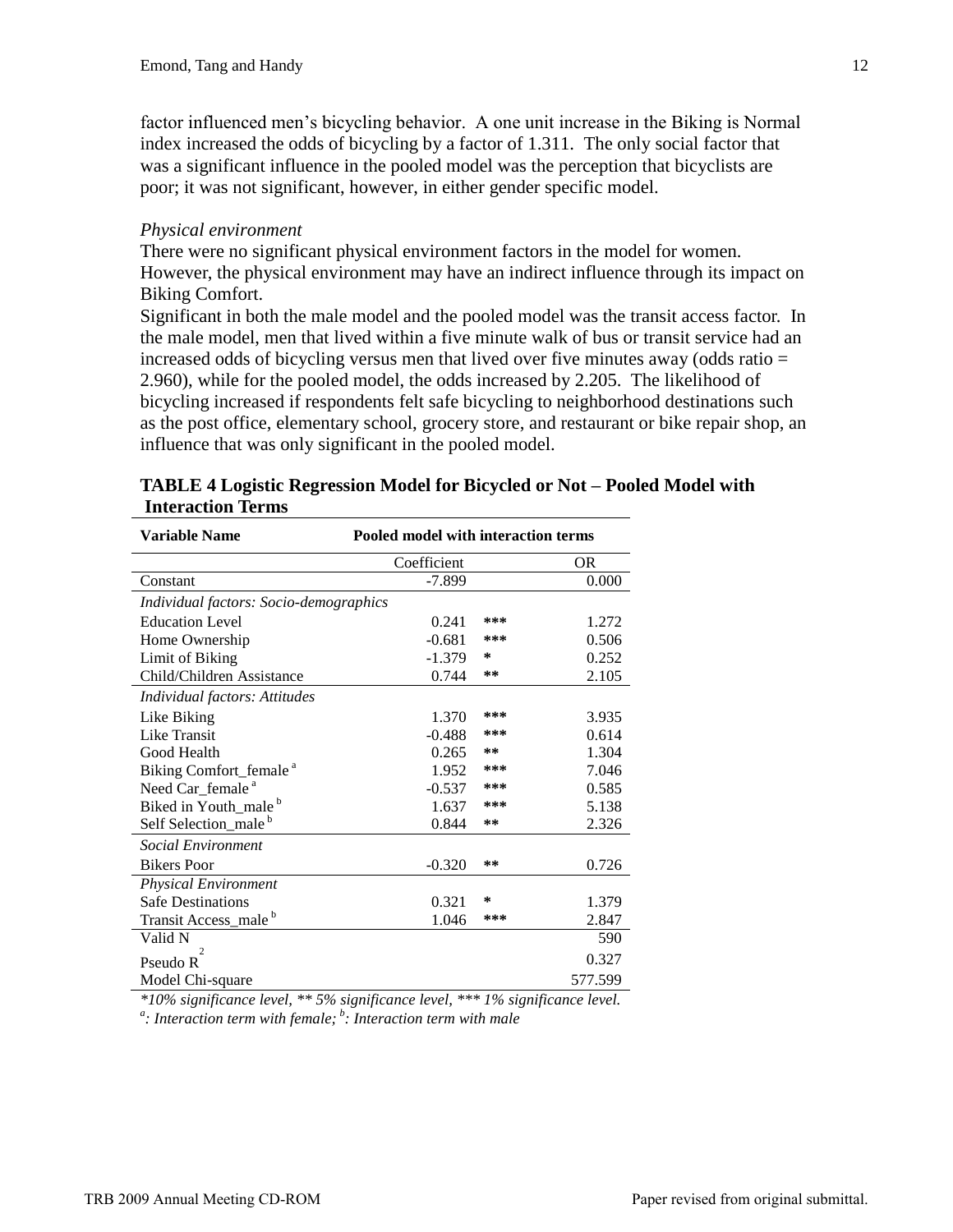factor influenced men's bicycling behavior. A one unit increase in the Biking is Normal index increased the odds of bicycling by a factor of 1.311. The only social factor that was a significant influence in the pooled model was the perception that bicyclists are poor; it was not significant, however, in either gender specific model.

*Physical environment*

There were no significant physical environment factors in the model for women. However, the physical environment may have an indirect influence through its impact on Biking Comfort.

Significant in both the male model and the pooled model was the transit access factor. In the male model, men that lived within a five minute walk of bus or transit service had an increased odds of bicycling versus men that lived over five minutes away (odds ratio = 2.960), while for the pooled model, the odds increased by 2.205. The likelihood of bicycling increased if respondents felt safe bicycling to neighborhood destinations such as the post office, elementary school, grocery store, and restaurant or bike repair shop, an influence that was only significant in the pooled model.

**TABLE 4 Logistic Regression Model for Bicycled or Not – Pooled Model with Interaction Terms**

| Variable Name | Pooled model with interaction terms | | |
|---|---|---|---|
| | Coefficient | | OR |
| Constant | -7.899 | | 0.000 |
| *Individual factors: Socio-demographics* | | | |
| Education Level | 0.241 | *** | 1.272 |
| Home Ownership | -0.681 | *** | 0.506 |
| Limit of Biking | -1.379 | * | 0.252 |
| Child/Children Assistance | 0.744 | ** | 2.105 |
| *Individual factors: Attitudes* | | | |
| Like Biking | 1.370 | *** | 3.935 |
| Like Transit | -0.488 | *** | 0.614 |
| Good Health | 0.265 | ** | 1.304 |
| Biking Comfort_female [a] | 1.952 | *** | 7.046 |
| Need Car_female [a] | -0.537 | *** | 0.585 |
| Biked in Youth_male [b] | 1.637 | *** | 5.138 |
| Self Selection_male [b] | 0.844 | ** | 2.326 |
| *Social Environment* | | | |
| Bikers Poor | -0.320 | ** | 0.726 |
| *Physical Environment* | | | |
| Safe Destinations | 0.321 | * | 1.379 |
| Transit Access_male [b] | 1.046 | *** | 2.847 |
| Valid N | | | 590 |
| Pseudo $R^2$ | | | 0.327 |
| Model Chi-square | | | 577.599 |

*\*10% significance level, \*\* 5% significance level, \*\*\* 1% significance level.*
*[a]: Interaction term with female; [b]: Interaction term with male*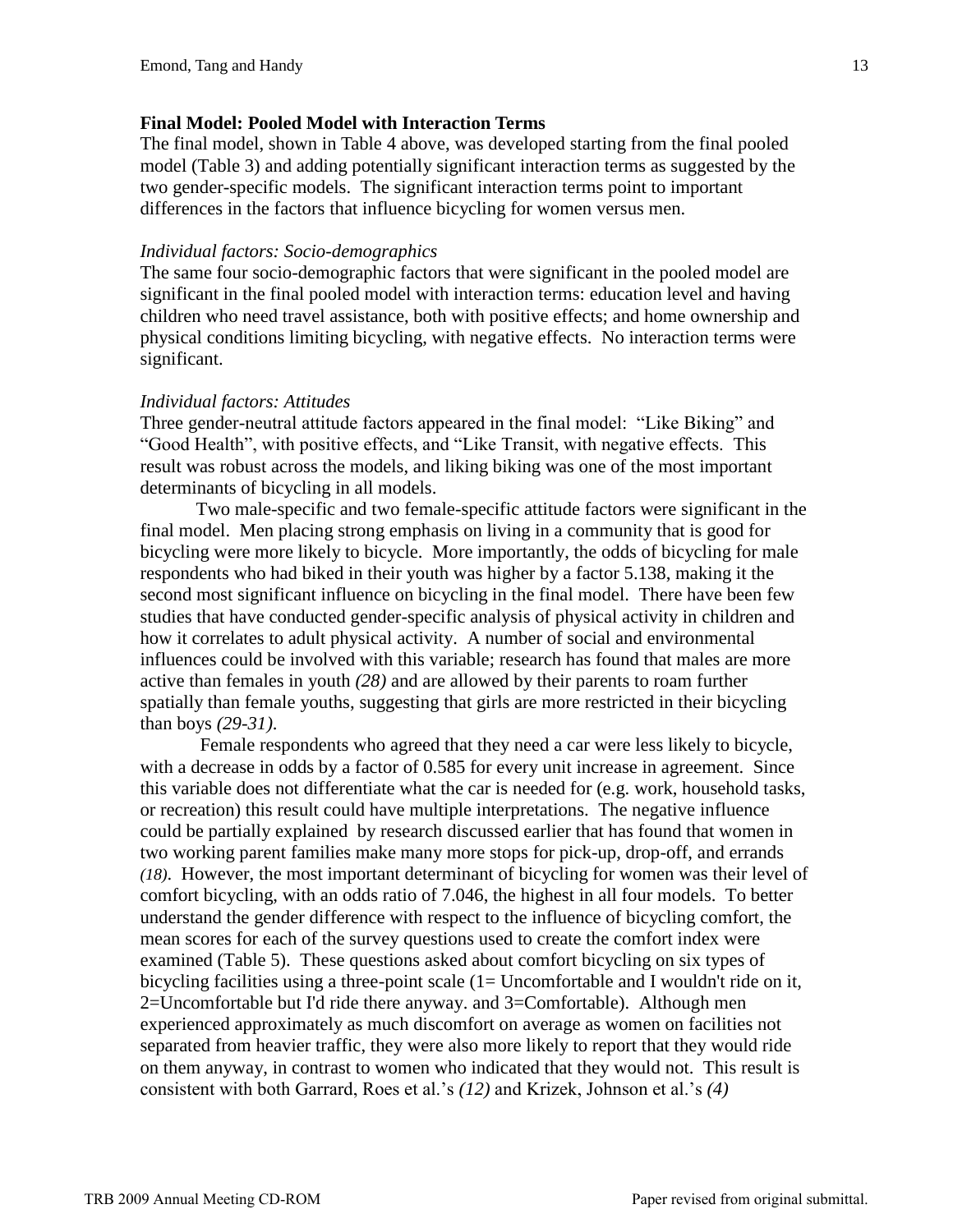**Final Model: Pooled Model with Interaction Terms**

The final model, shown in Table 4 above, was developed starting from the final pooled model (Table 3) and adding potentially significant interaction terms as suggested by the two gender-specific models. The significant interaction terms point to important differences in the factors that influence bicycling for women versus men.

*Individual factors: Socio-demographics*

The same four socio-demographic factors that were significant in the pooled model are significant in the final pooled model with interaction terms: education level and having children who need travel assistance, both with positive effects; and home ownership and physical conditions limiting bicycling, with negative effects. No interaction terms were significant.

*Individual factors: Attitudes*

Three gender-neutral attitude factors appeared in the final model: "Like Biking" and "Good Health", with positive effects, and "Like Transit, with negative effects. This result was robust across the models, and liking biking was one of the most important determinants of bicycling in all models.

Two male-specific and two female-specific attitude factors were significant in the final model. Men placing strong emphasis on living in a community that is good for bicycling were more likely to bicycle. More importantly, the odds of bicycling for male respondents who had biked in their youth was higher by a factor 5.138, making it the second most significant influence on bicycling in the final model. There have been few studies that have conducted gender-specific analysis of physical activity in children and how it correlates to adult physical activity. A number of social and environmental influences could be involved with this variable; research has found that males are more active than females in youth *(28)* and are allowed by their parents to roam further spatially than female youths, suggesting that girls are more restricted in their bicycling than boys *(29-31)*.

Female respondents who agreed that they need a car were less likely to bicycle, with a decrease in odds by a factor of 0.585 for every unit increase in agreement. Since this variable does not differentiate what the car is needed for (e.g. work, household tasks, or recreation) this result could have multiple interpretations. The negative influence could be partially explained by research discussed earlier that has found that women in two working parent families make many more stops for pick-up, drop-off, and errands *(18)*. However, the most important determinant of bicycling for women was their level of comfort bicycling, with an odds ratio of 7.046, the highest in all four models. To better understand the gender difference with respect to the influence of bicycling comfort, the mean scores for each of the survey questions used to create the comfort index were examined (Table 5). These questions asked about comfort bicycling on six types of bicycling facilities using a three-point scale (1= Uncomfortable and I wouldn't ride on it, 2=Uncomfortable but I'd ride there anyway. and 3=Comfortable). Although men experienced approximately as much discomfort on average as women on facilities not separated from heavier traffic, they were also more likely to report that they would ride on them anyway, in contrast to women who indicated that they would not. This result is consistent with both Garrard, Roes et al.'s *(12)* and Krizek, Johnson et al.'s *(4)*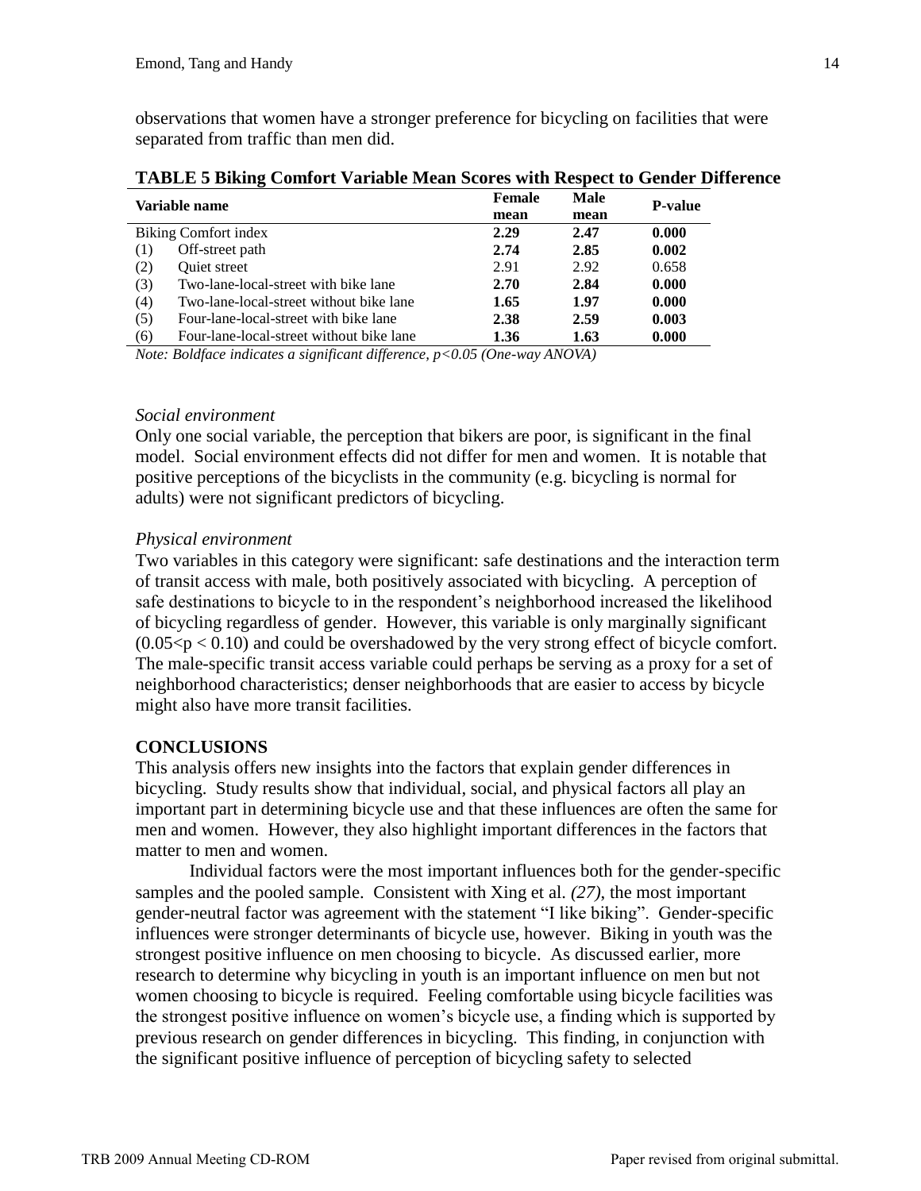observations that women have a stronger preference for bicycling on facilities that were separated from traffic than men did.

**TABLE 5 Biking Comfort Variable Mean Scores with Respect to Gender Difference**

| Variable name | Female mean | Male mean | P-value |
|---|---|---|---|
| Biking Comfort index | **2.29** | **2.47** | **0.000** |
| (1) Off-street path | **2.74** | **2.85** | **0.002** |
| (2) Quiet street | 2.91 | 2.92 | 0.658 |
| (3) Two-lane-local-street with bike lane | **2.70** | **2.84** | **0.000** |
| (4) Two-lane-local-street without bike lane | **1.65** | **1.97** | **0.000** |
| (5) Four-lane-local-street with bike lane | **2.38** | **2.59** | **0.003** |
| (6) Four-lane-local-street without bike lane | **1.36** | **1.63** | **0.000** |

*Note: Boldface indicates a significant difference, $p<0.05$ (One-way ANOVA)*

*Social environment*

Only one social variable, the perception that bikers are poor, is significant in the final model. Social environment effects did not differ for men and women. It is notable that positive perceptions of the bicyclists in the community (e.g. bicycling is normal for adults) were not significant predictors of bicycling.

*Physical environment*

Two variables in this category were significant: safe destinations and the interaction term of transit access with male, both positively associated with bicycling. A perception of safe destinations to bicycle to in the respondent's neighborhood increased the likelihood of bicycling regardless of gender. However, this variable is only marginally significant ($0.05<p<0.10$) and could be overshadowed by the very strong effect of bicycle comfort. The male-specific transit access variable could perhaps be serving as a proxy for a set of neighborhood characteristics; denser neighborhoods that are easier to access by bicycle might also have more transit facilities.

## CONCLUSIONS

This analysis offers new insights into the factors that explain gender differences in bicycling. Study results show that individual, social, and physical factors all play an important part in determining bicycle use and that these influences are often the same for men and women. However, they also highlight important differences in the factors that matter to men and women.

Individual factors were the most important influences both for the gender-specific samples and the pooled sample. Consistent with Xing et al. *(27)*, the most important gender-neutral factor was agreement with the statement "I like biking". Gender-specific influences were stronger determinants of bicycle use, however. Biking in youth was the strongest positive influence on men choosing to bicycle. As discussed earlier, more research to determine why bicycling in youth is an important influence on men but not women choosing to bicycle is required. Feeling comfortable using bicycle facilities was the strongest positive influence on women's bicycle use, a finding which is supported by previous research on gender differences in bicycling. This finding, in conjunction with the significant positive influence of perception of bicycling safety to selected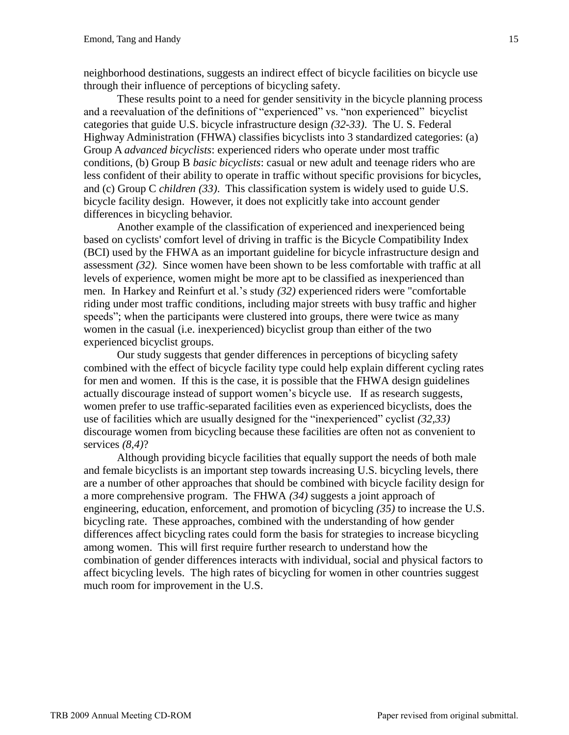neighborhood destinations, suggests an indirect effect of bicycle facilities on bicycle use through their influence of perceptions of bicycling safety.

These results point to a need for gender sensitivity in the bicycle planning process and a reevaluation of the definitions of "experienced" vs. "non experienced" bicyclist categories that guide U.S. bicycle infrastructure design *(32-33)*. The U. S. Federal Highway Administration (FHWA) classifies bicyclists into 3 standardized categories: (a) Group A *advanced bicyclists*: experienced riders who operate under most traffic conditions, (b) Group B *basic bicyclists*: casual or new adult and teenage riders who are less confident of their ability to operate in traffic without specific provisions for bicycles, and (c) Group C *children (33)*. This classification system is widely used to guide U.S. bicycle facility design. However, it does not explicitly take into account gender differences in bicycling behavior.

Another example of the classification of experienced and inexperienced being based on cyclists' comfort level of driving in traffic is the Bicycle Compatibility Index (BCI) used by the FHWA as an important guideline for bicycle infrastructure design and assessment *(32)*. Since women have been shown to be less comfortable with traffic at all levels of experience, women might be more apt to be classified as inexperienced than men. In Harkey and Reinfurt et al.'s study *(32)* experienced riders were "comfortable riding under most traffic conditions, including major streets with busy traffic and higher speeds"; when the participants were clustered into groups, there were twice as many women in the casual (i.e. inexperienced) bicyclist group than either of the two experienced bicyclist groups.

Our study suggests that gender differences in perceptions of bicycling safety combined with the effect of bicycle facility type could help explain different cycling rates for men and women. If this is the case, it is possible that the FHWA design guidelines actually discourage instead of support women's bicycle use. If as research suggests, women prefer to use traffic-separated facilities even as experienced bicyclists, does the use of facilities which are usually designed for the "inexperienced" cyclist *(32,33)* discourage women from bicycling because these facilities are often not as convenient to services *(8,4)*?

Although providing bicycle facilities that equally support the needs of both male and female bicyclists is an important step towards increasing U.S. bicycling levels, there are a number of other approaches that should be combined with bicycle facility design for a more comprehensive program. The FHWA *(34)* suggests a joint approach of engineering, education, enforcement, and promotion of bicycling *(35)* to increase the U.S. bicycling rate. These approaches, combined with the understanding of how gender differences affect bicycling rates could form the basis for strategies to increase bicycling among women. This will first require further research to understand how the combination of gender differences interacts with individual, social and physical factors to affect bicycling levels. The high rates of bicycling for women in other countries suggest much room for improvement in the U.S.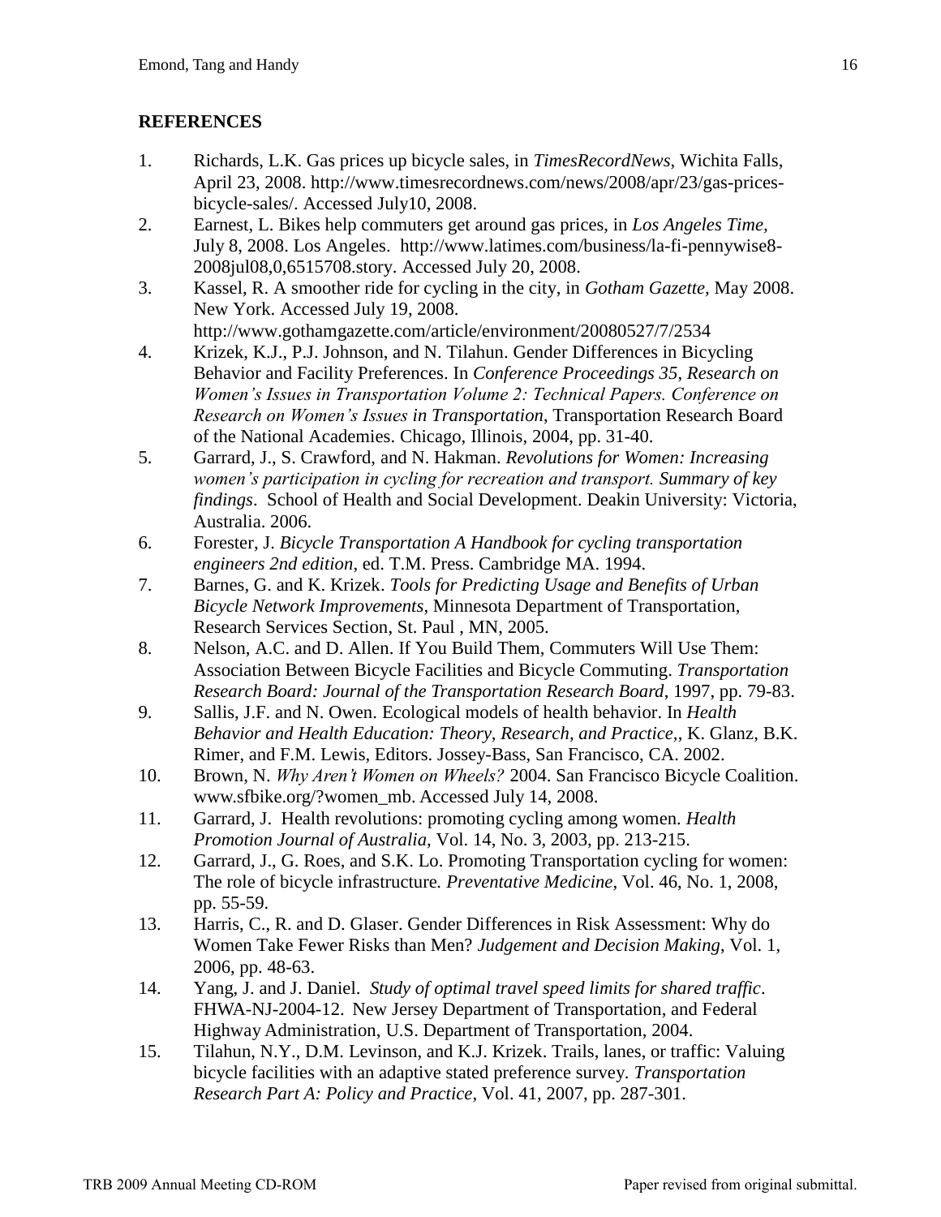## REFERENCES

1. Richards, L.K. Gas prices up bicycle sales, in *TimesRecordNews*, Wichita Falls, April 23, 2008. http://www.timesrecordnews.com/news/2008/apr/23/gas-prices-bicycle-sales/. Accessed July10, 2008.
2. Earnest, L. Bikes help commuters get around gas prices, in *Los Angeles Time*, July 8, 2008. Los Angeles. http://www.latimes.com/business/la-fi-pennywise8-2008jul08,0,6515708.story. Accessed July 20, 2008.
3. Kassel, R. A smoother ride for cycling in the city, in *Gotham Gazette*, May 2008. New York. Accessed July 19, 2008. http://www.gothamgazette.com/article/environment/20080527/7/2534
4. Krizek, K.J., P.J. Johnson, and N. Tilahun. Gender Differences in Bicycling Behavior and Facility Preferences. In *Conference Proceedings 35, Research on Women's Issues in Transportation Volume 2: Technical Papers. Conference on Research on Women's Issues in Transportation*, Transportation Research Board of the National Academies. Chicago, Illinois, 2004, pp. 31-40.
5. Garrard, J., S. Crawford, and N. Hakman. *Revolutions for Women: Increasing women's participation in cycling for recreation and transport. Summary of key findings*. School of Health and Social Development. Deakin University: Victoria, Australia. 2006.
6. Forester, J. *Bicycle Transportation A Handbook for cycling transportation engineers 2nd edition*, ed. T.M. Press. Cambridge MA. 1994.
7. Barnes, G. and K. Krizek. *Tools for Predicting Usage and Benefits of Urban Bicycle Network Improvements*, Minnesota Department of Transportation, Research Services Section, St. Paul , MN, 2005.
8. Nelson, A.C. and D. Allen. If You Build Them, Commuters Will Use Them: Association Between Bicycle Facilities and Bicycle Commuting. *Transportation Research Board: Journal of the Transportation Research Board*, 1997, pp. 79-83.
9. Sallis, J.F. and N. Owen. Ecological models of health behavior. In *Health Behavior and Health Education: Theory, Research, and Practice*,, K. Glanz, B.K. Rimer, and F.M. Lewis, Editors. Jossey-Bass, San Francisco, CA. 2002.
10. Brown, N. *Why Aren't Women on Wheels?* 2004. San Francisco Bicycle Coalition. www.sfbike.org/?women_mb. Accessed July 14, 2008.
11. Garrard, J. Health revolutions: promoting cycling among women. *Health Promotion Journal of Australia*, Vol. 14, No. 3, 2003, pp. 213-215.
12. Garrard, J., G. Roes, and S.K. Lo. Promoting Transportation cycling for women: The role of bicycle infrastructure. *Preventative Medicine*, Vol. 46, No. 1, 2008, pp. 55-59.
13. Harris, C., R. and D. Glaser. Gender Differences in Risk Assessment: Why do Women Take Fewer Risks than Men? *Judgement and Decision Making*, Vol. 1, 2006, pp. 48-63.
14. Yang, J. and J. Daniel. *Study of optimal travel speed limits for shared traffic*. FHWA-NJ-2004-12. New Jersey Department of Transportation, and Federal Highway Administration, U.S. Department of Transportation, 2004.
15. Tilahun, N.Y., D.M. Levinson, and K.J. Krizek. Trails, lanes, or traffic: Valuing bicycle facilities with an adaptive stated preference survey. *Transportation Research Part A: Policy and Practice*, Vol. 41, 2007, pp. 287-301.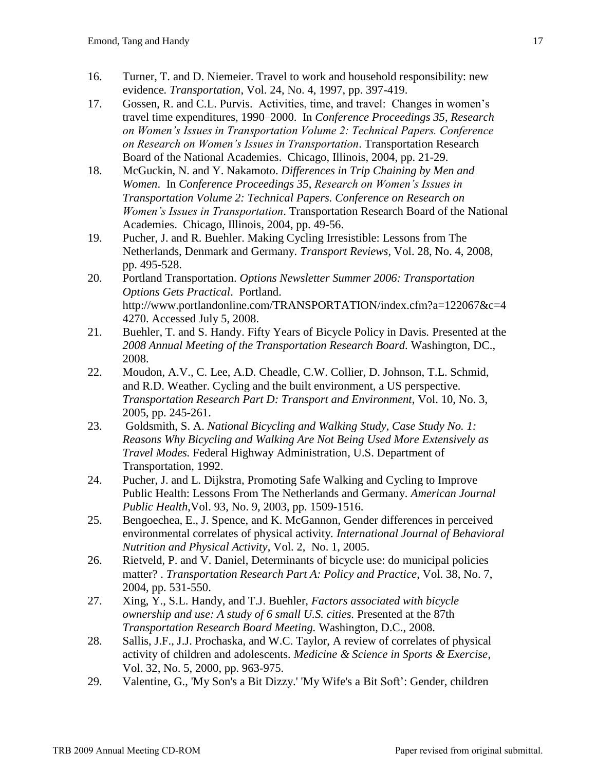16. Turner, T. and D. Niemeier. Travel to work and household responsibility: new evidence. *Transportation*, Vol. 24, No. 4, 1997, pp. 397-419.
17. Gossen, R. and C.L. Purvis. Activities, time, and travel: Changes in women's travel time expenditures, 1990–2000. In *Conference Proceedings 35, Research on Women's Issues in Transportation Volume 2: Technical Papers. Conference on Research on Women's Issues in Transportation*. Transportation Research Board of the National Academies. Chicago, Illinois, 2004, pp. 21-29.
18. McGuckin, N. and Y. Nakamoto. *Differences in Trip Chaining by Men and Women*. In *Conference Proceedings 35, Research on Women's Issues in Transportation Volume 2: Technical Papers. Conference on Research on Women's Issues in Transportation*. Transportation Research Board of the National Academies. Chicago, Illinois, 2004, pp. 49-56.
19. Pucher, J. and R. Buehler. Making Cycling Irresistible: Lessons from The Netherlands, Denmark and Germany. *Transport Reviews*, Vol. 28, No. 4, 2008, pp. 495-528.
20. Portland Transportation. *Options Newsletter Summer 2006: Transportation Options Gets Practical*. Portland. http://www.portlandonline.com/TRANSPORTATION/index.cfm?a=122067&c=44270. Accessed July 5, 2008.
21. Buehler, T. and S. Handy. Fifty Years of Bicycle Policy in Davis. Presented at the *2008 Annual Meeting of the Transportation Research Board*. Washington, DC., 2008.
22. Moudon, A.V., C. Lee, A.D. Cheadle, C.W. Collier, D. Johnson, T.L. Schmid, and R.D. Weather. Cycling and the built environment, a US perspective. *Transportation Research Part D: Transport and Environment*, Vol. 10, No. 3, 2005, pp. 245-261.
23. Goldsmith, S. A. *National Bicycling and Walking Study, Case Study No. 1: Reasons Why Bicycling and Walking Are Not Being Used More Extensively as Travel Modes.* Federal Highway Administration, U.S. Department of Transportation, 1992.
24. Pucher, J. and L. Dijkstra, Promoting Safe Walking and Cycling to Improve Public Health: Lessons From The Netherlands and Germany. *American Journal Public Health*,Vol. 93, No. 9, 2003, pp. 1509-1516.
25. Bengoechea, E., J. Spence, and K. McGannon, Gender differences in perceived environmental correlates of physical activity. *International Journal of Behavioral Nutrition and Physical Activity*, Vol. 2, No. 1, 2005.
26. Rietveld, P. and V. Daniel, Determinants of bicycle use: do municipal policies matter? . *Transportation Research Part A: Policy and Practice*, Vol. 38, No. 7, 2004, pp. 531-550.
27. Xing, Y., S.L. Handy, and T.J. Buehler, *Factors associated with bicycle ownership and use: A study of 6 small U.S. cities.* Presented at the 87th *Transportation Research Board Meeting.* Washington, D.C., 2008.
28. Sallis, J.F., J.J. Prochaska, and W.C. Taylor, A review of correlates of physical activity of children and adolescents. *Medicine & Science in Sports & Exercise*, Vol. 32, No. 5, 2000, pp. 963-975.
29. Valentine, G., 'My Son's a Bit Dizzy.' 'My Wife's a Bit Soft': Gender, children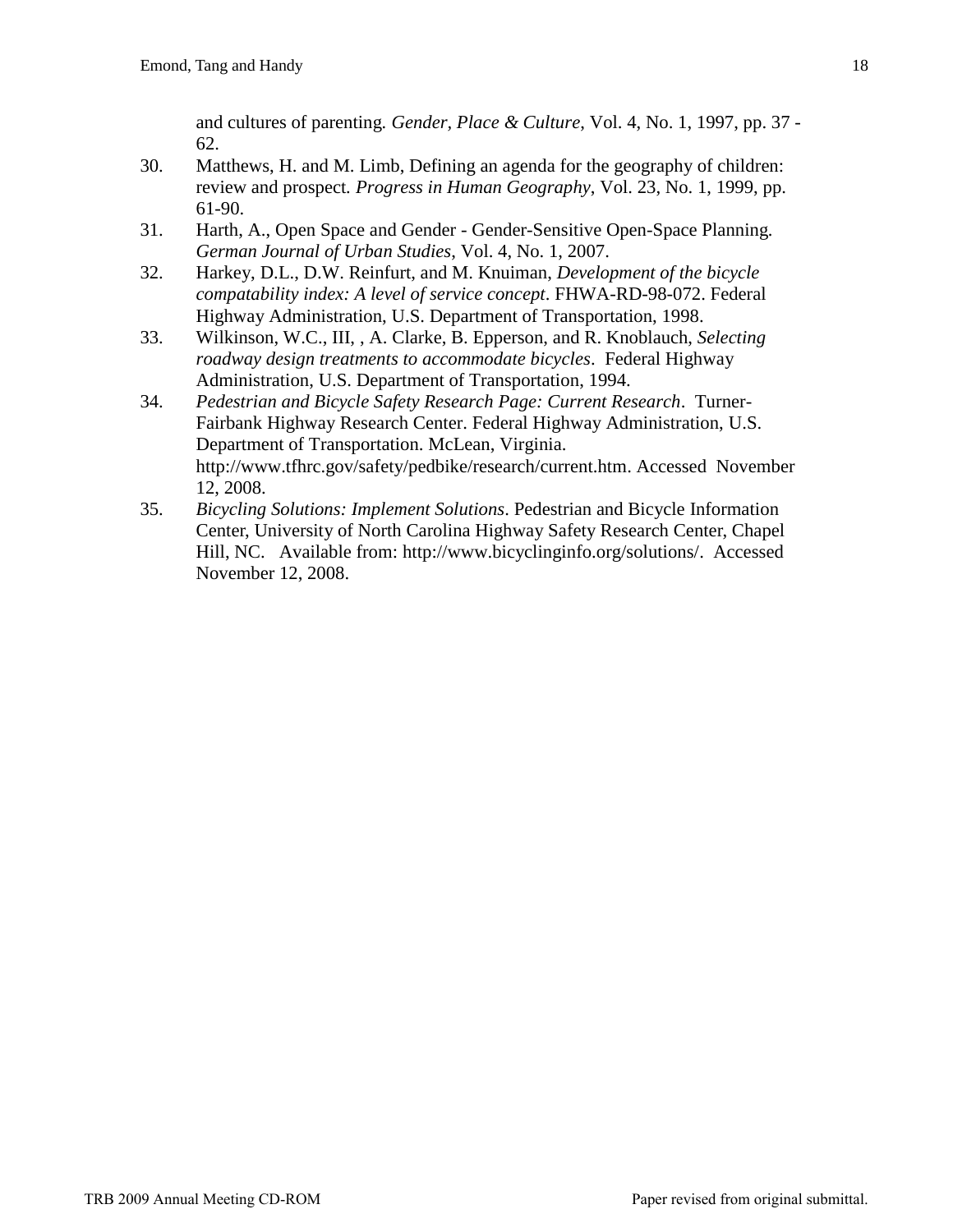and cultures of parenting. *Gender, Place & Culture*, Vol. 4, No. 1, 1997, pp. 37 - 62.

30. Matthews, H. and M. Limb, Defining an agenda for the geography of children: review and prospect. *Progress in Human Geography*, Vol. 23, No. 1, 1999, pp. 61-90.
31. Harth, A., Open Space and Gender - Gender-Sensitive Open-Space Planning. *German Journal of Urban Studies*, Vol. 4, No. 1, 2007.
32. Harkey, D.L., D.W. Reinfurt, and M. Knuiman, *Development of the bicycle compatability index: A level of service concept*. FHWA-RD-98-072. Federal Highway Administration, U.S. Department of Transportation, 1998.
33. Wilkinson, W.C., III, , A. Clarke, B. Epperson, and R. Knoblauch, *Selecting roadway design treatments to accommodate bicycles*. Federal Highway Administration, U.S. Department of Transportation, 1994.
34. *Pedestrian and Bicycle Safety Research Page: Current Research*. Turner-Fairbank Highway Research Center. Federal Highway Administration, U.S. Department of Transportation. McLean, Virginia. http://www.tfhrc.gov/safety/pedbike/research/current.htm. Accessed November 12, 2008.
35. *Bicycling Solutions: Implement Solutions*. Pedestrian and Bicycle Information Center, University of North Carolina Highway Safety Research Center, Chapel Hill, NC. Available from: http://www.bicyclinginfo.org/solutions/. Accessed November 12, 2008.